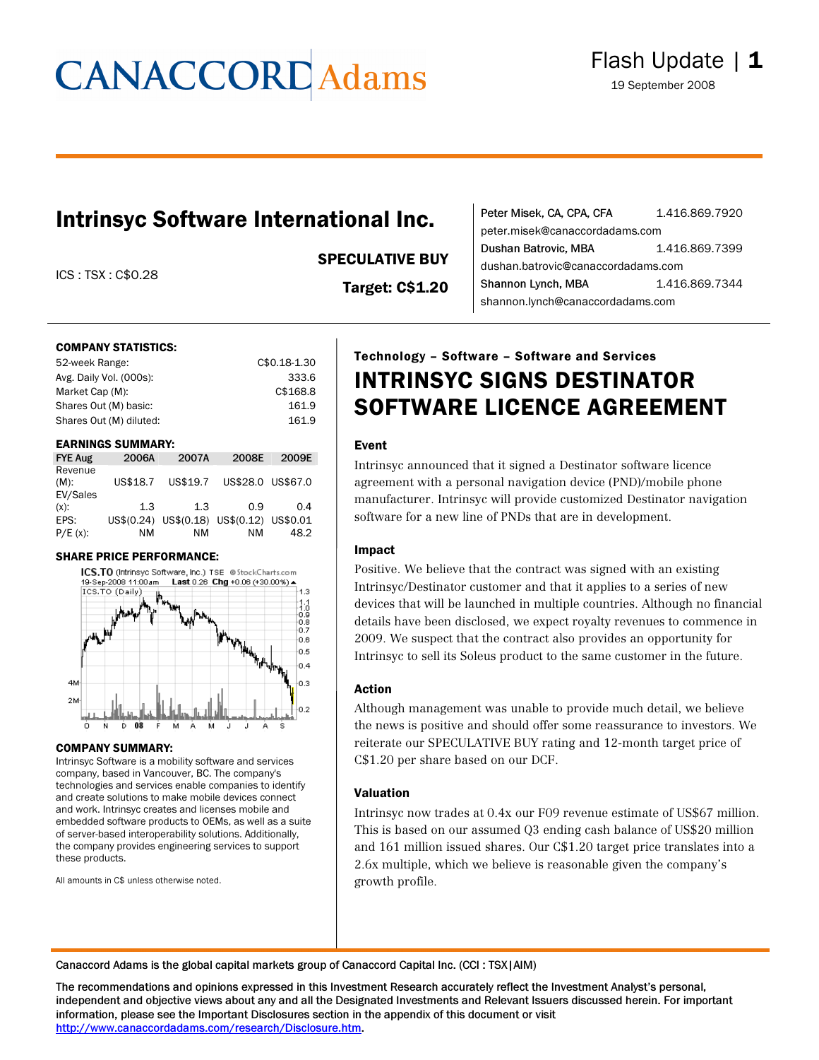# Intrinsyc Software International Inc.

ICS : TSX : C$0.28

**SPECULATIVE BUY**

**Target: C$1.20**

Peter Misek, CA, CPA, CFA 1.416.869.7920
peter.misek@canaccordadams.com
Dushan Batrovic, MBA 1.416.869.7399
dushan.batrovic@canaccordadams.com
Shannon Lynch, MBA 1.416.869.7344
shannon.lynch@canaccordadams.com

**COMPANY STATISTICS:**

| | |
|---|---|
| 52-week Range: | C$0.18-1.30 |
| Avg. Daily Vol. (000s): | 333.6 |
| Market Cap (M): | C$168.8 |
| Shares Out (M) basic: | 161.9 |
| Shares Out (M) diluted: | 161.9 |

**EARNINGS SUMMARY:**

| FYE Aug | 2006A | 2007A | 2008E | 2009E |
|---|---|---|---|---|
| Revenue (M): | US$18.7 | US$19.7 | US$28.0 | US$67.0 |
| EV/Sales (x): | 1.3 | 1.3 | 0.9 | 0.4 |
| EPS: | US$(0.24) | US$(0.18) | US$(0.12) | US$0.01 |
| P/E (x): | NM | NM | NM | 48.2 |

**SHARE PRICE PERFORMANCE:**

**COMPANY SUMMARY:**

Intrinsyc Software is a mobility software and services company, based in Vancouver, BC. The company's technologies and services enable companies to identify and create solutions to make mobile devices connect and work. Intrinsyc creates and licenses mobile and embedded software products to OEMs, as well as a suite of server-based interoperability solutions. Additionally, the company provides engineering services to support these products.

All amounts in C$ unless otherwise noted.

**Technology – Software – Software and Services**

## INTRINSYC SIGNS DESTINATOR SOFTWARE LICENCE AGREEMENT

### Event

Intrinsyc announced that it signed a Destinator software licence agreement with a personal navigation device (PND)/mobile phone manufacturer. Intrinsyc will provide customized Destinator navigation software for a new line of PNDs that are in development.

### Impact

Positive. We believe that the contract was signed with an existing Intrinsyc/Destinator customer and that it applies to a series of new devices that will be launched in multiple countries. Although no financial details have been disclosed, we expect royalty revenues to commence in 2009. We suspect that the contract also provides an opportunity for Intrinsyc to sell its Soleus product to the same customer in the future.

### Action

Although management was unable to provide much detail, we believe the news is positive and should offer some reassurance to investors. We reiterate our SPECULATIVE BUY rating and 12-month target price of C$1.20 per share based on our DCF.

### Valuation

Intrinsyc now trades at 0.4x our F09 revenue estimate of US$67 million. This is based on our assumed Q3 ending cash balance of US$20 million and 161 million issued shares. Our C$1.20 target price translates into a 2.6x multiple, which we believe is reasonable given the company's growth profile.

Canaccord Adams is the global capital markets group of Canaccord Capital Inc. (CCI : TSX|AIM)

The recommendations and opinions expressed in this Investment Research accurately reflect the Investment Analyst's personal, independent and objective views about any and all the Designated Investments and Relevant Issuers discussed herein. For important information, please see the Important Disclosures section in the appendix of this document or visit http://www.canaccordadams.com/research/Disclosure.htm.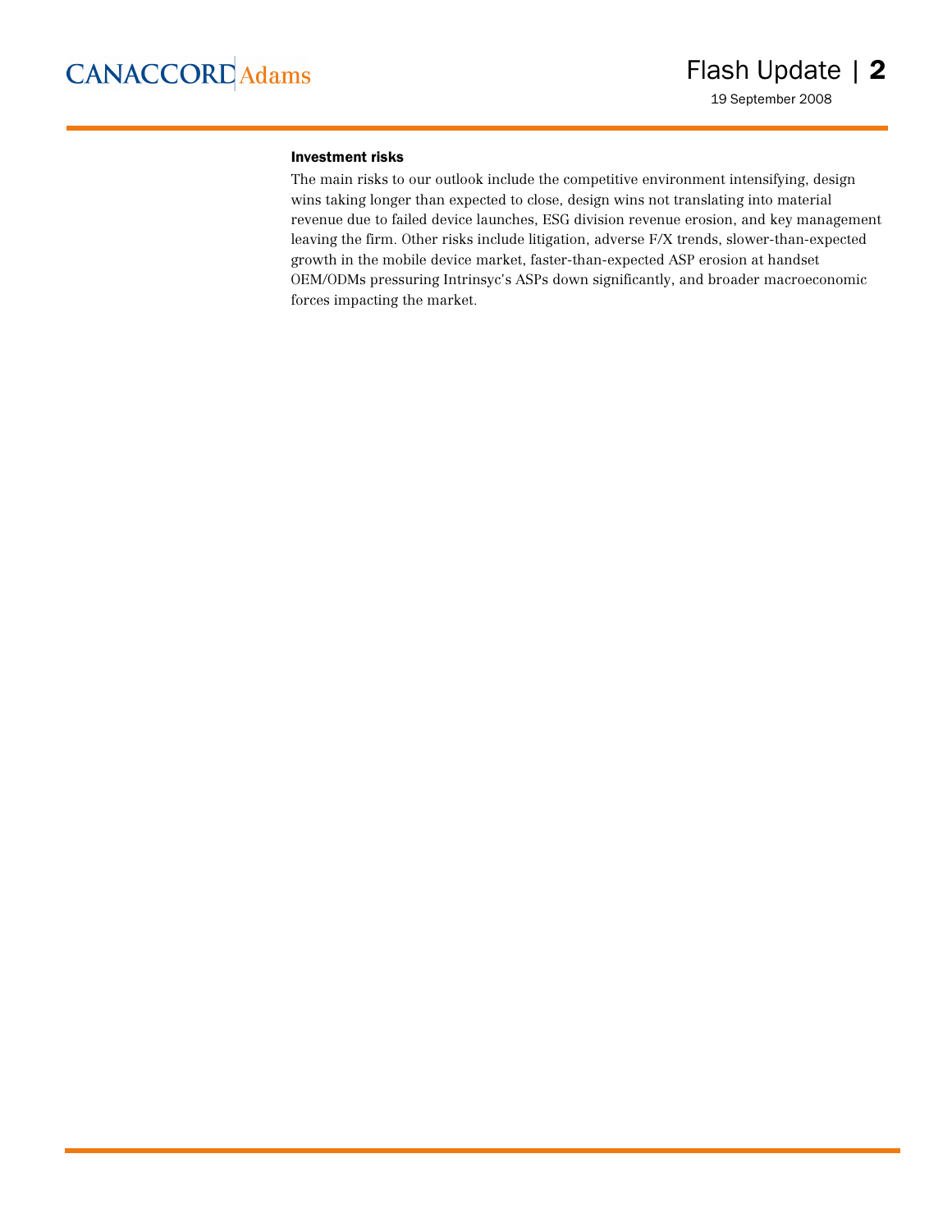### Investment risks

The main risks to our outlook include the competitive environment intensifying, design wins taking longer than expected to close, design wins not translating into material revenue due to failed device launches, ESG division revenue erosion, and key management leaving the firm. Other risks include litigation, adverse F/X trends, slower-than-expected growth in the mobile device market, faster-than-expected ASP erosion at handset OEM/ODMs pressuring Intrinsyc's ASPs down significantly, and broader macroeconomic forces impacting the market.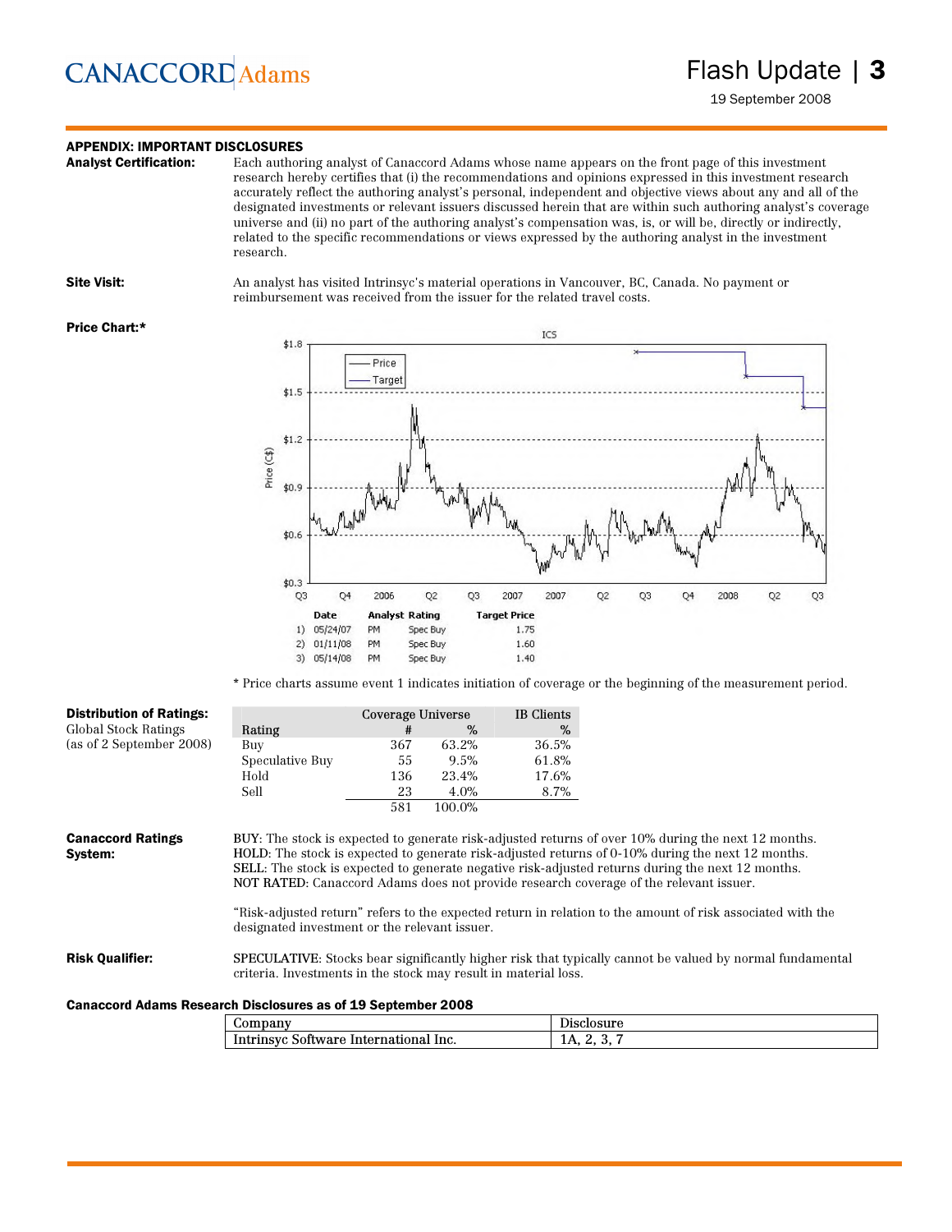## APPENDIX: IMPORTANT DISCLOSURES

**Analyst Certification:** Each authoring analyst of Canaccord Adams whose name appears on the front page of this investment research hereby certifies that (i) the recommendations and opinions expressed in this investment research accurately reflect the authoring analyst's personal, independent and objective views about any and all of the designated investments or relevant issuers discussed herein that are within such authoring analyst's coverage universe and (ii) no part of the authoring analyst's compensation was, is, or will be, directly or indirectly, related to the specific recommendations or views expressed by the authoring analyst in the investment research.

**Site Visit:** An analyst has visited Intrinsyc's material operations in Vancouver, BC, Canada. No payment or reimbursement was received from the issuer for the related travel costs.

**Price Chart:***

| | Date | Analyst | Rating | Target Price |
|---|---|---|---|---|
| 1) | 05/24/07 | PM | Spec Buy | 1.75 |
| 2) | 01/11/08 | PM | Spec Buy | 1.60 |
| 3) | 05/14/08 | PM | Spec Buy | 1.40 |

* Price charts assume event 1 indicates initiation of coverage or the beginning of the measurement period.

**Distribution of Ratings:**
Global Stock Ratings
(as of 2 September 2008)

| Rating | Coverage Universe # | Coverage Universe % | IB Clients % |
|---|---|---|---|
| Buy | 367 | 63.2% | 36.5% |
| Speculative Buy | 55 | 9.5% | 61.8% |
| Hold | 136 | 23.4% | 17.6% |
| Sell | 23 | 4.0% | 8.7% |
| | 581 | 100.0% | |

**Canaccord Ratings System:**

BUY: The stock is expected to generate risk-adjusted returns of over 10% during the next 12 months.
HOLD: The stock is expected to generate risk-adjusted returns of 0-10% during the next 12 months.
SELL: The stock is expected to generate negative risk-adjusted returns during the next 12 months.
NOT RATED: Canaccord Adams does not provide research coverage of the relevant issuer.

"Risk-adjusted return" refers to the expected return in relation to the amount of risk associated with the designated investment or the relevant issuer.

**Risk Qualifier:** SPECULATIVE: Stocks bear significantly higher risk that typically cannot be valued by normal fundamental criteria. Investments in the stock may result in material loss.

**Canaccord Adams Research Disclosures as of 19 September 2008**

| Company | Disclosure |
|---|---|
| Intrinsyc Software International Inc. | 1A, 2, 3, 7 |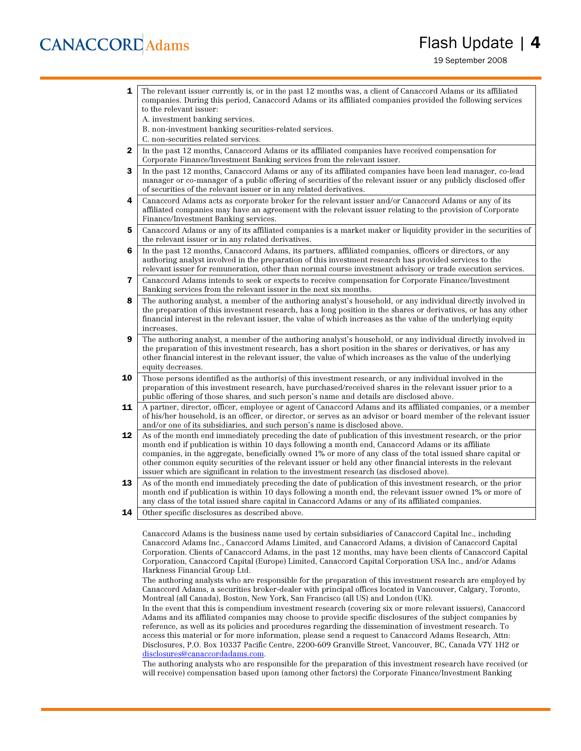| | |
|---|---|
| **1** | The relevant issuer currently is, or in the past 12 months was, a client of Canaccord Adams or its affiliated companies. During this period, Canaccord Adams or its affiliated companies provided the following services to the relevant issuer:<br>A. investment banking services.<br>B. non-investment banking securities-related services.<br>C. non-securities related services. |
| **2** | In the past 12 months, Canaccord Adams or its affiliated companies have received compensation for Corporate Finance/Investment Banking services from the relevant issuer. |
| **3** | In the past 12 months, Canaccord Adams or any of its affiliated companies have been lead manager, co-lead manager or co-manager of a public offering of securities of the relevant issuer or any publicly disclosed offer of securities of the relevant issuer or in any related derivatives. |
| **4** | Canaccord Adams acts as corporate broker for the relevant issuer and/or Canaccord Adams or any of its affiliated companies may have an agreement with the relevant issuer relating to the provision of Corporate Finance/Investment Banking services. |
| **5** | Canaccord Adams or any of its affiliated companies is a market maker or liquidity provider in the securities of the relevant issuer or in any related derivatives. |
| **6** | In the past 12 months, Canaccord Adams, its partners, affiliated companies, officers or directors, or any authoring analyst involved in the preparation of this investment research has provided services to the relevant issuer for remuneration, other than normal course investment advisory or trade execution services. |
| **7** | Canaccord Adams intends to seek or expects to receive compensation for Corporate Finance/Investment Banking services from the relevant issuer in the next six months. |
| **8** | The authoring analyst, a member of the authoring analyst's household, or any individual directly involved in the preparation of this investment research, has a long position in the shares or derivatives, or has any other financial interest in the relevant issuer, the value of which increases as the value of the underlying equity increases. |
| **9** | The authoring analyst, a member of the authoring analyst's household, or any individual directly involved in the preparation of this investment research, has a short position in the shares or derivatives, or has any other financial interest in the relevant issuer, the value of which increases as the value of the underlying equity decreases. |
| **10** | Those persons identified as the author(s) of this investment research, or any individual involved in the preparation of this investment research, have purchased/received shares in the relevant issuer prior to a public offering of those shares, and such person's name and details are disclosed above. |
| **11** | A partner, director, officer, employee or agent of Canaccord Adams and its affiliated companies, or a member of his/her household, is an officer, or director, or serves as an advisor or board member of the relevant issuer and/or one of its subsidiaries, and such person's name is disclosed above. |
| **12** | As of the month end immediately preceding the date of publication of this investment research, or the prior month end if publication is within 10 days following a month end, Canaccord Adams or its affiliate companies, in the aggregate, beneficially owned 1% or more of any class of the total issued share capital or other common equity securities of the relevant issuer or held any other financial interests in the relevant issuer which are significant in relation to the investment research (as disclosed above). |
| **13** | As of the month end immediately preceding the date of publication of this investment research, or the prior month end if publication is within 10 days following a month end, the relevant issuer owned 1% or more of any class of the total issued share capital in Canaccord Adams or any of its affiliated companies. |
| **14** | Other specific disclosures as described above. |

Canaccord Adams is the business name used by certain subsidiaries of Canaccord Capital Inc., including Canaccord Adams Inc., Canaccord Adams Limited, and Canaccord Adams, a division of Canaccord Capital Corporation. Clients of Canaccord Adams, in the past 12 months, may have been clients of Canaccord Capital Corporation, Canaccord Capital (Europe) Limited, Canaccord Capital Corporation USA Inc., and/or Adams Harkness Financial Group Ltd.

The authoring analysts who are responsible for the preparation of this investment research are employed by Canaccord Adams, a securities broker-dealer with principal offices located in Vancouver, Calgary, Toronto, Montreal (all Canada), Boston, New York, San Francisco (all US) and London (UK).

In the event that this is compendium investment research (covering six or more relevant issuers), Canaccord Adams and its affiliated companies may choose to provide specific disclosures of the subject companies by reference, as well as its policies and procedures regarding the dissemination of investment research. To access this material or for more information, please send a request to Canaccord Adams Research, Attn: Disclosures, P.O. Box 10337 Pacific Centre, 2200-609 Granville Street, Vancouver, BC, Canada V7Y 1H2 or disclosures@canaccordadams.com.

The authoring analysts who are responsible for the preparation of this investment research have received (or will receive) compensation based upon (among other factors) the Corporate Finance/Investment Banking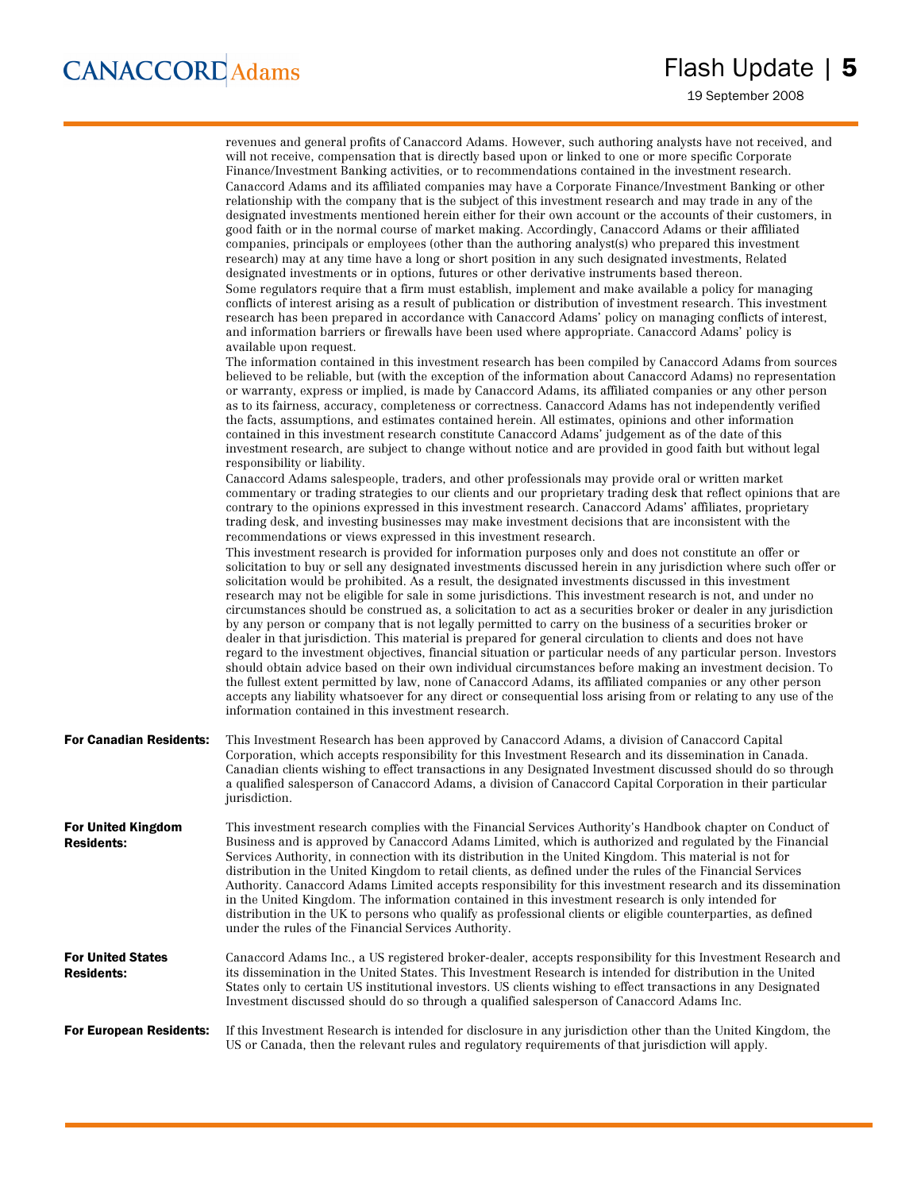revenues and general profits of Canaccord Adams. However, such authoring analysts have not received, and will not receive, compensation that is directly based upon or linked to one or more specific Corporate Finance/Investment Banking activities, or to recommendations contained in the investment research.

Canaccord Adams and its affiliated companies may have a Corporate Finance/Investment Banking or other relationship with the company that is the subject of this investment research and may trade in any of the designated investments mentioned herein either for their own account or the accounts of their customers, in good faith or in the normal course of market making. Accordingly, Canaccord Adams or their affiliated companies, principals or employees (other than the authoring analyst(s) who prepared this investment research) may at any time have a long or short position in any such designated investments, Related designated investments or in options, futures or other derivative instruments based thereon.

Some regulators require that a firm must establish, implement and make available a policy for managing conflicts of interest arising as a result of publication or distribution of investment research. This investment research has been prepared in accordance with Canaccord Adams' policy on managing conflicts of interest, and information barriers or firewalls have been used where appropriate. Canaccord Adams' policy is available upon request.

The information contained in this investment research has been compiled by Canaccord Adams from sources believed to be reliable, but (with the exception of the information about Canaccord Adams) no representation or warranty, express or implied, is made by Canaccord Adams, its affiliated companies or any other person as to its fairness, accuracy, completeness or correctness. Canaccord Adams has not independently verified the facts, assumptions, and estimates contained herein. All estimates, opinions and other information contained in this investment research constitute Canaccord Adams' judgement as of the date of this investment research, are subject to change without notice and are provided in good faith but without legal responsibility or liability.

Canaccord Adams salespeople, traders, and other professionals may provide oral or written market commentary or trading strategies to our clients and our proprietary trading desk that reflect opinions that are contrary to the opinions expressed in this investment research. Canaccord Adams' affiliates, proprietary trading desk, and investing businesses may make investment decisions that are inconsistent with the recommendations or views expressed in this investment research.

This investment research is provided for information purposes only and does not constitute an offer or solicitation to buy or sell any designated investments discussed herein in any jurisdiction where such offer or solicitation would be prohibited. As a result, the designated investments discussed in this investment research may not be eligible for sale in some jurisdictions. This investment research is not, and under no circumstances should be construed as, a solicitation to act as a securities broker or dealer in any jurisdiction by any person or company that is not legally permitted to carry on the business of a securities broker or dealer in that jurisdiction. This material is prepared for general circulation to clients and does not have regard to the investment objectives, financial situation or particular needs of any particular person. Investors should obtain advice based on their own individual circumstances before making an investment decision. To the fullest extent permitted by law, none of Canaccord Adams, its affiliated companies or any other person accepts any liability whatsoever for any direct or consequential loss arising from or relating to any use of the information contained in this investment research.

**For Canadian Residents:** This Investment Research has been approved by Canaccord Adams, a division of Canaccord Capital Corporation, which accepts responsibility for this Investment Research and its dissemination in Canada. Canadian clients wishing to effect transactions in any Designated Investment discussed should do so through a qualified salesperson of Canaccord Adams, a division of Canaccord Capital Corporation in their particular jurisdiction.

**For United Kingdom Residents:** This investment research complies with the Financial Services Authority's Handbook chapter on Conduct of Business and is approved by Canaccord Adams Limited, which is authorized and regulated by the Financial Services Authority, in connection with its distribution in the United Kingdom. This material is not for distribution in the United Kingdom to retail clients, as defined under the rules of the Financial Services Authority. Canaccord Adams Limited accepts responsibility for this investment research and its dissemination in the United Kingdom. The information contained in this investment research is only intended for distribution in the UK to persons who qualify as professional clients or eligible counterparties, as defined under the rules of the Financial Services Authority.

**For United States Residents:** Canaccord Adams Inc., a US registered broker-dealer, accepts responsibility for this Investment Research and its dissemination in the United States. This Investment Research is intended for distribution in the United States only to certain US institutional investors. US clients wishing to effect transactions in any Designated Investment discussed should do so through a qualified salesperson of Canaccord Adams Inc.

**For European Residents:** If this Investment Research is intended for disclosure in any jurisdiction other than the United Kingdom, the US or Canada, then the relevant rules and regulatory requirements of that jurisdiction will apply.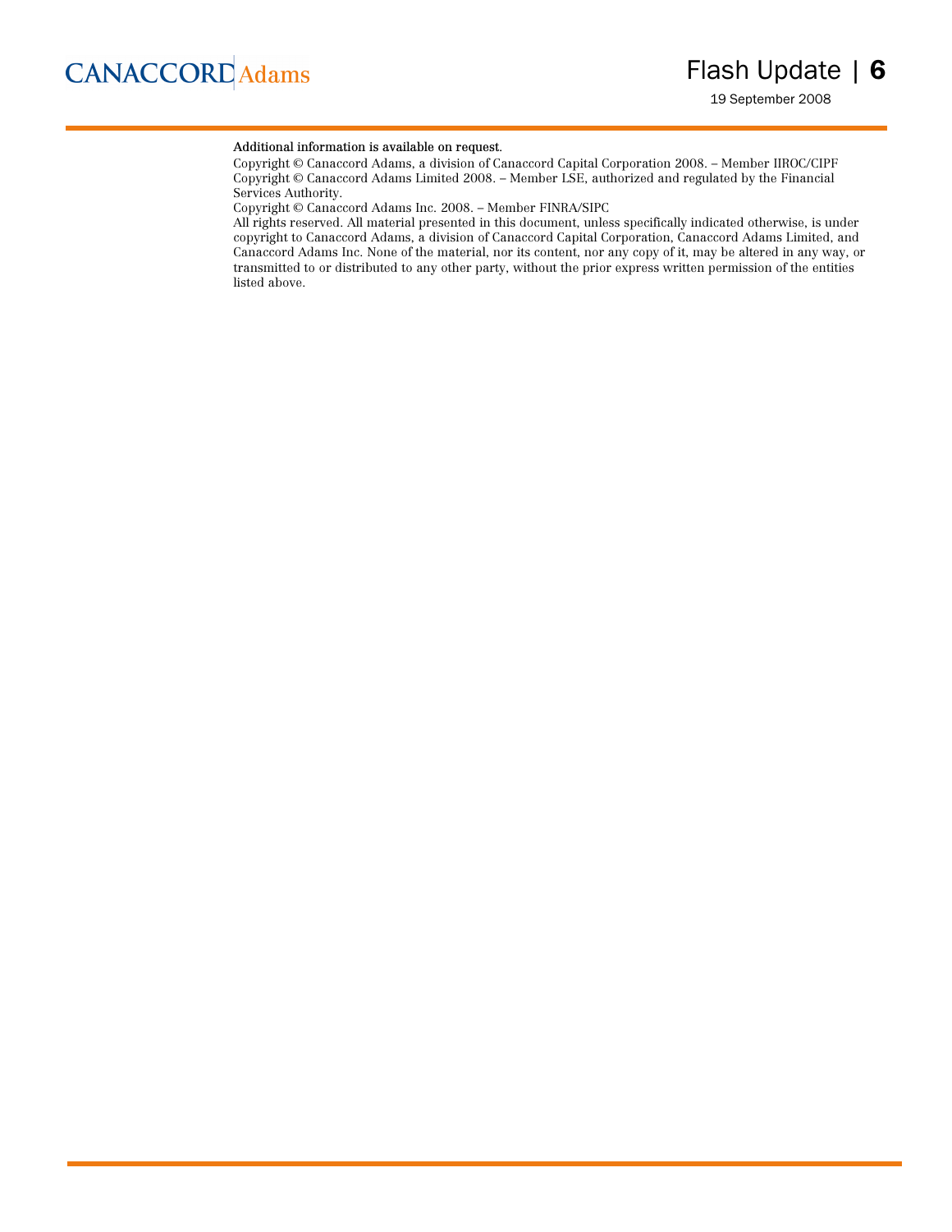**Additional information is available on request.**

Copyright © Canaccord Adams, a division of Canaccord Capital Corporation 2008. – Member IIROC/CIPF
Copyright © Canaccord Adams Limited 2008. – Member LSE, authorized and regulated by the Financial Services Authority.
Copyright © Canaccord Adams Inc. 2008. – Member FINRA/SIPC
All rights reserved. All material presented in this document, unless specifically indicated otherwise, is under copyright to Canaccord Adams, a division of Canaccord Capital Corporation, Canaccord Adams Limited, and Canaccord Adams Inc. None of the material, nor its content, nor any copy of it, may be altered in any way, or transmitted to or distributed to any other party, without the prior express written permission of the entities listed above.